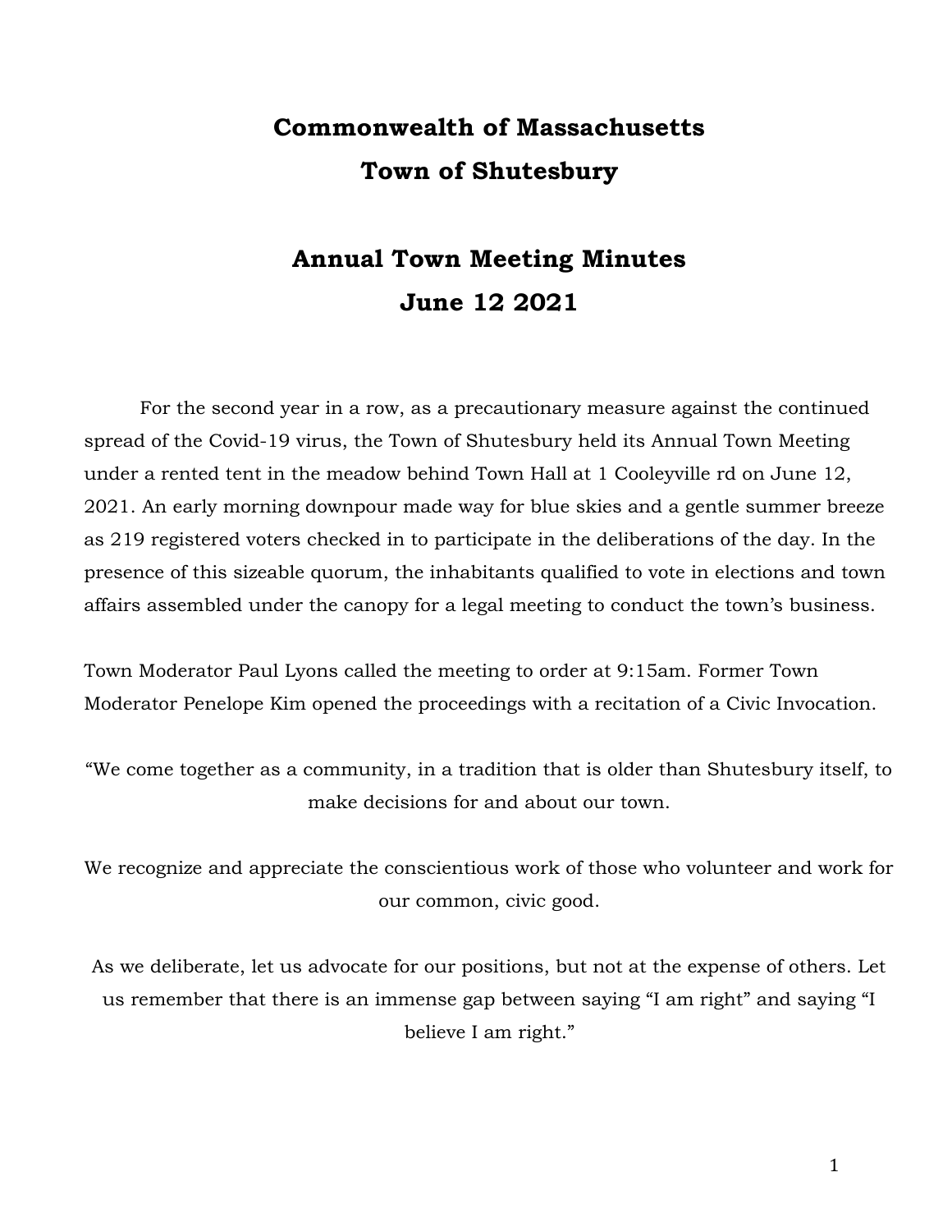# Commonwealth of Massachusetts
# Town of Shutesbury

## Annual Town Meeting Minutes
## June 12 2021

For the second year in a row, as a precautionary measure against the continued spread of the Covid-19 virus, the Town of Shutesbury held its Annual Town Meeting under a rented tent in the meadow behind Town Hall at 1 Cooleyville rd on June 12, 2021. An early morning downpour made way for blue skies and a gentle summer breeze as 219 registered voters checked in to participate in the deliberations of the day. In the presence of this sizeable quorum, the inhabitants qualified to vote in elections and town affairs assembled under the canopy for a legal meeting to conduct the town's business.

Town Moderator Paul Lyons called the meeting to order at 9:15am. Former Town Moderator Penelope Kim opened the proceedings with a recitation of a Civic Invocation.

"We come together as a community, in a tradition that is older than Shutesbury itself, to make decisions for and about our town.

We recognize and appreciate the conscientious work of those who volunteer and work for our common, civic good.

As we deliberate, let us advocate for our positions, but not at the expense of others. Let us remember that there is an immense gap between saying "I am right" and saying "I believe I am right."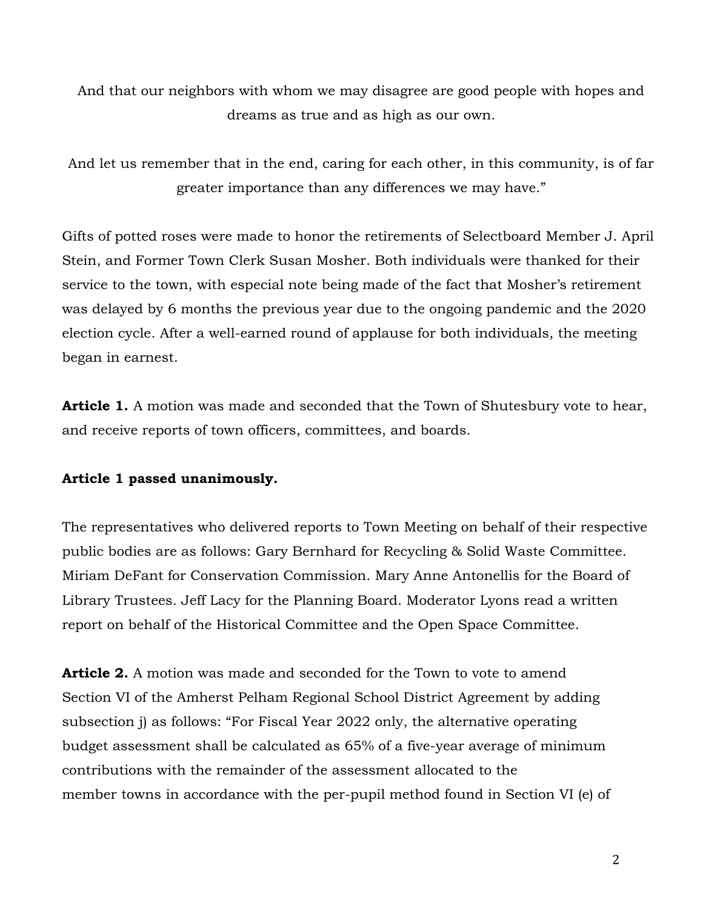And that our neighbors with whom we may disagree are good people with hopes and dreams as true and as high as our own.

And let us remember that in the end, caring for each other, in this community, is of far greater importance than any differences we may have."

Gifts of potted roses were made to honor the retirements of Selectboard Member J. April Stein, and Former Town Clerk Susan Mosher. Both individuals were thanked for their service to the town, with especial note being made of the fact that Mosher's retirement was delayed by 6 months the previous year due to the ongoing pandemic and the 2020 election cycle. After a well-earned round of applause for both individuals, the meeting began in earnest.

**Article 1.** A motion was made and seconded that the Town of Shutesbury vote to hear, and receive reports of town officers, committees, and boards.

**Article 1 passed unanimously.**

The representatives who delivered reports to Town Meeting on behalf of their respective public bodies are as follows: Gary Bernhard for Recycling & Solid Waste Committee. Miriam DeFant for Conservation Commission. Mary Anne Antonellis for the Board of Library Trustees. Jeff Lacy for the Planning Board. Moderator Lyons read a written report on behalf of the Historical Committee and the Open Space Committee.

**Article 2.** A motion was made and seconded for the Town to vote to amend Section VI of the Amherst Pelham Regional School District Agreement by adding subsection j) as follows: "For Fiscal Year 2022 only, the alternative operating budget assessment shall be calculated as 65% of a five-year average of minimum contributions with the remainder of the assessment allocated to the member towns in accordance with the per-pupil method found in Section VI (e) of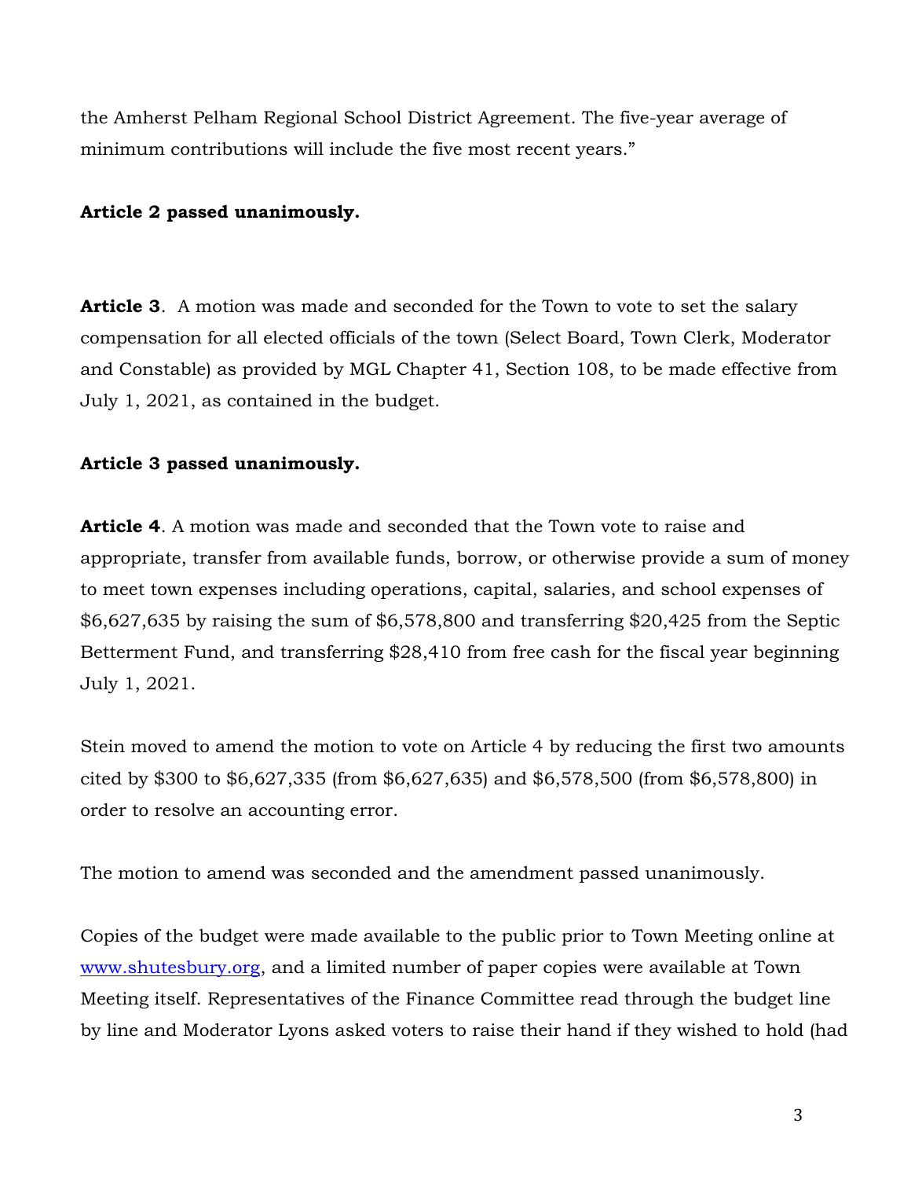the Amherst Pelham Regional School District Agreement. The five-year average of minimum contributions will include the five most recent years.”

**Article 2 passed unanimously.**

**Article 3**. A motion was made and seconded for the Town to vote to set the salary compensation for all elected officials of the town (Select Board, Town Clerk, Moderator and Constable) as provided by MGL Chapter 41, Section 108, to be made effective from July 1, 2021, as contained in the budget.

**Article 3 passed unanimously.**

**Article 4**. A motion was made and seconded that the Town vote to raise and appropriate, transfer from available funds, borrow, or otherwise provide a sum of money to meet town expenses including operations, capital, salaries, and school expenses of $6,627,635 by raising the sum of $6,578,800 and transferring $20,425 from the Septic Betterment Fund, and transferring $28,410 from free cash for the fiscal year beginning July 1, 2021.

Stein moved to amend the motion to vote on Article 4 by reducing the first two amounts cited by $300 to $6,627,335 (from $6,627,635) and $6,578,500 (from $6,578,800) in order to resolve an accounting error.

The motion to amend was seconded and the amendment passed unanimously.

Copies of the budget were made available to the public prior to Town Meeting online at [www.shutesbury.org](http://www.shutesbury.org), and a limited number of paper copies were available at Town Meeting itself. Representatives of the Finance Committee read through the budget line by line and Moderator Lyons asked voters to raise their hand if they wished to hold (had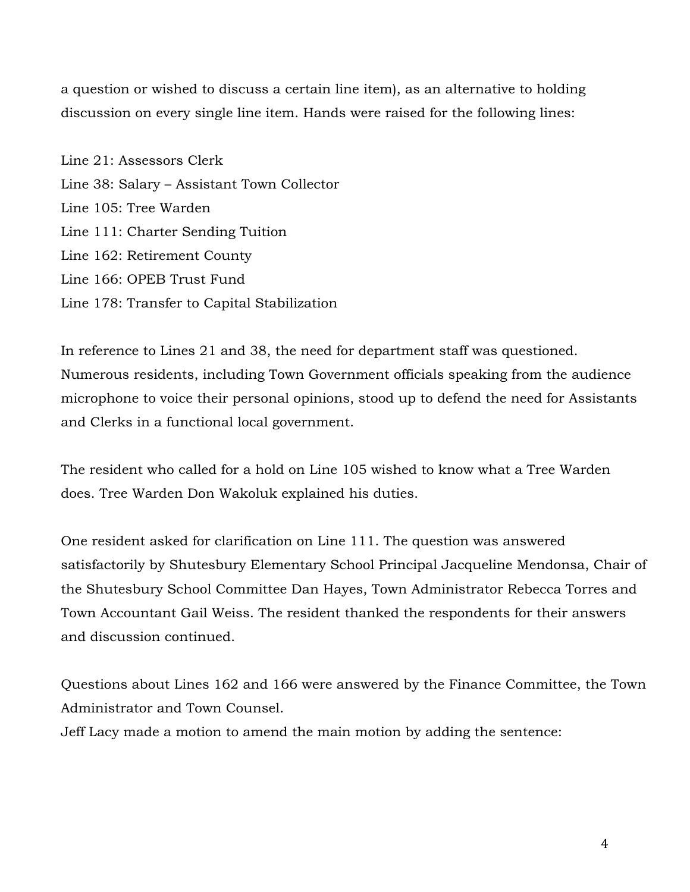a question or wished to discuss a certain line item), as an alternative to holding discussion on every single line item. Hands were raised for the following lines:

Line 21: Assessors Clerk
Line 38: Salary – Assistant Town Collector
Line 105: Tree Warden
Line 111: Charter Sending Tuition
Line 162: Retirement County
Line 166: OPEB Trust Fund
Line 178: Transfer to Capital Stabilization

In reference to Lines 21 and 38, the need for department staff was questioned. Numerous residents, including Town Government officials speaking from the audience microphone to voice their personal opinions, stood up to defend the need for Assistants and Clerks in a functional local government.

The resident who called for a hold on Line 105 wished to know what a Tree Warden does. Tree Warden Don Wakoluk explained his duties.

One resident asked for clarification on Line 111. The question was answered satisfactorily by Shutesbury Elementary School Principal Jacqueline Mendonsa, Chair of the Shutesbury School Committee Dan Hayes, Town Administrator Rebecca Torres and Town Accountant Gail Weiss. The resident thanked the respondents for their answers and discussion continued.

Questions about Lines 162 and 166 were answered by the Finance Committee, the Town Administrator and Town Counsel.
Jeff Lacy made a motion to amend the main motion by adding the sentence: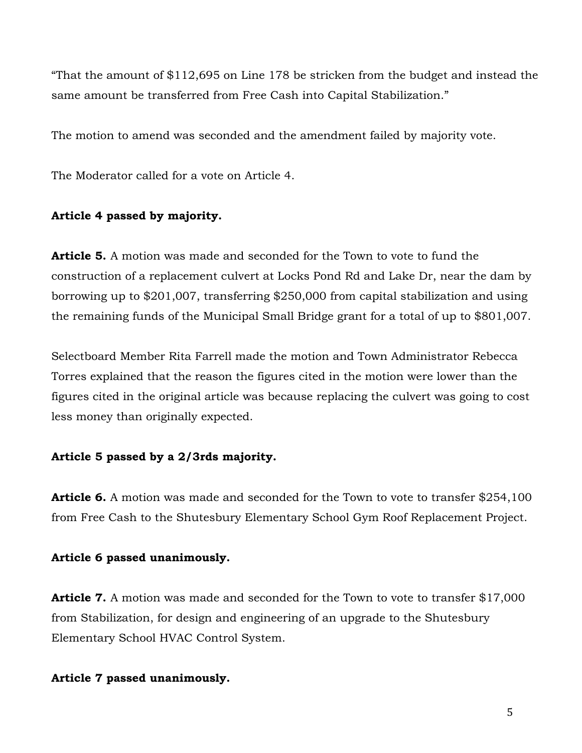"That the amount of $112,695 on Line 178 be stricken from the budget and instead the same amount be transferred from Free Cash into Capital Stabilization."

The motion to amend was seconded and the amendment failed by majority vote.

The Moderator called for a vote on Article 4.

**Article 4 passed by majority.**

**Article 5.** A motion was made and seconded for the Town to vote to fund the construction of a replacement culvert at Locks Pond Rd and Lake Dr, near the dam by borrowing up to $201,007, transferring $250,000 from capital stabilization and using the remaining funds of the Municipal Small Bridge grant for a total of up to $801,007.

Selectboard Member Rita Farrell made the motion and Town Administrator Rebecca Torres explained that the reason the figures cited in the motion were lower than the figures cited in the original article was because replacing the culvert was going to cost less money than originally expected.

**Article 5 passed by a 2/3rds majority.**

**Article 6.** A motion was made and seconded for the Town to vote to transfer $254,100 from Free Cash to the Shutesbury Elementary School Gym Roof Replacement Project.

**Article 6 passed unanimously.**

**Article 7.** A motion was made and seconded for the Town to vote to transfer $17,000 from Stabilization, for design and engineering of an upgrade to the Shutesbury Elementary School HVAC Control System.

**Article 7 passed unanimously.**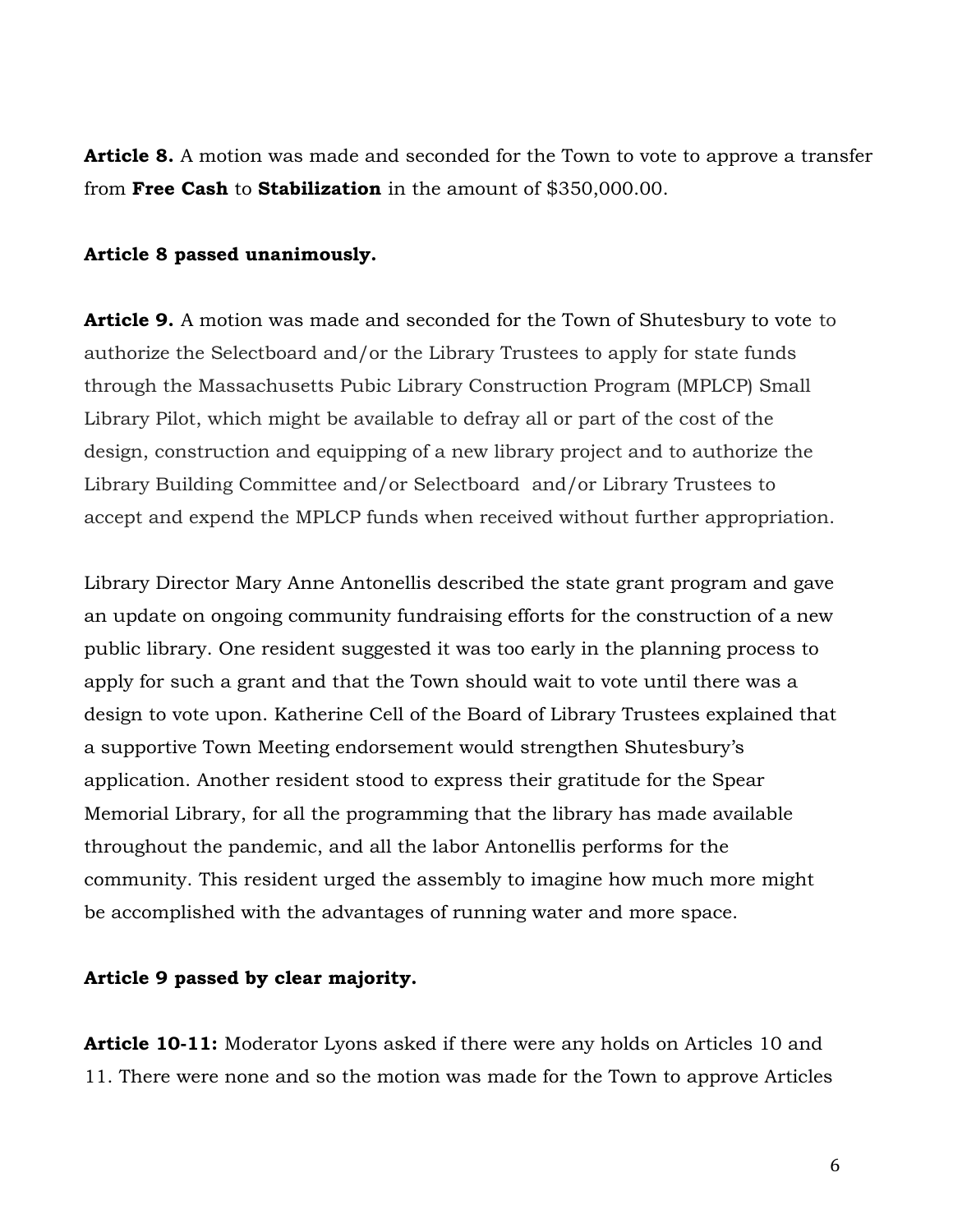**Article 8.** A motion was made and seconded for the Town to vote to approve a transfer from **Free Cash** to **Stabilization** in the amount of $350,000.00.

**Article 8 passed unanimously.**

**Article 9.** A motion was made and seconded for the Town of Shutesbury to vote to authorize the Selectboard and/or the Library Trustees to apply for state funds through the Massachusetts Pubic Library Construction Program (MPLCP) Small Library Pilot, which might be available to defray all or part of the cost of the design, construction and equipping of a new library project and to authorize the Library Building Committee and/or Selectboard and/or Library Trustees to accept and expend the MPLCP funds when received without further appropriation.

Library Director Mary Anne Antonellis described the state grant program and gave an update on ongoing community fundraising efforts for the construction of a new public library. One resident suggested it was too early in the planning process to apply for such a grant and that the Town should wait to vote until there was a design to vote upon. Katherine Cell of the Board of Library Trustees explained that a supportive Town Meeting endorsement would strengthen Shutesbury's application. Another resident stood to express their gratitude for the Spear Memorial Library, for all the programming that the library has made available throughout the pandemic, and all the labor Antonellis performs for the community. This resident urged the assembly to imagine how much more might be accomplished with the advantages of running water and more space.

**Article 9 passed by clear majority.**

**Article 10-11:** Moderator Lyons asked if there were any holds on Articles 10 and 11. There were none and so the motion was made for the Town to approve Articles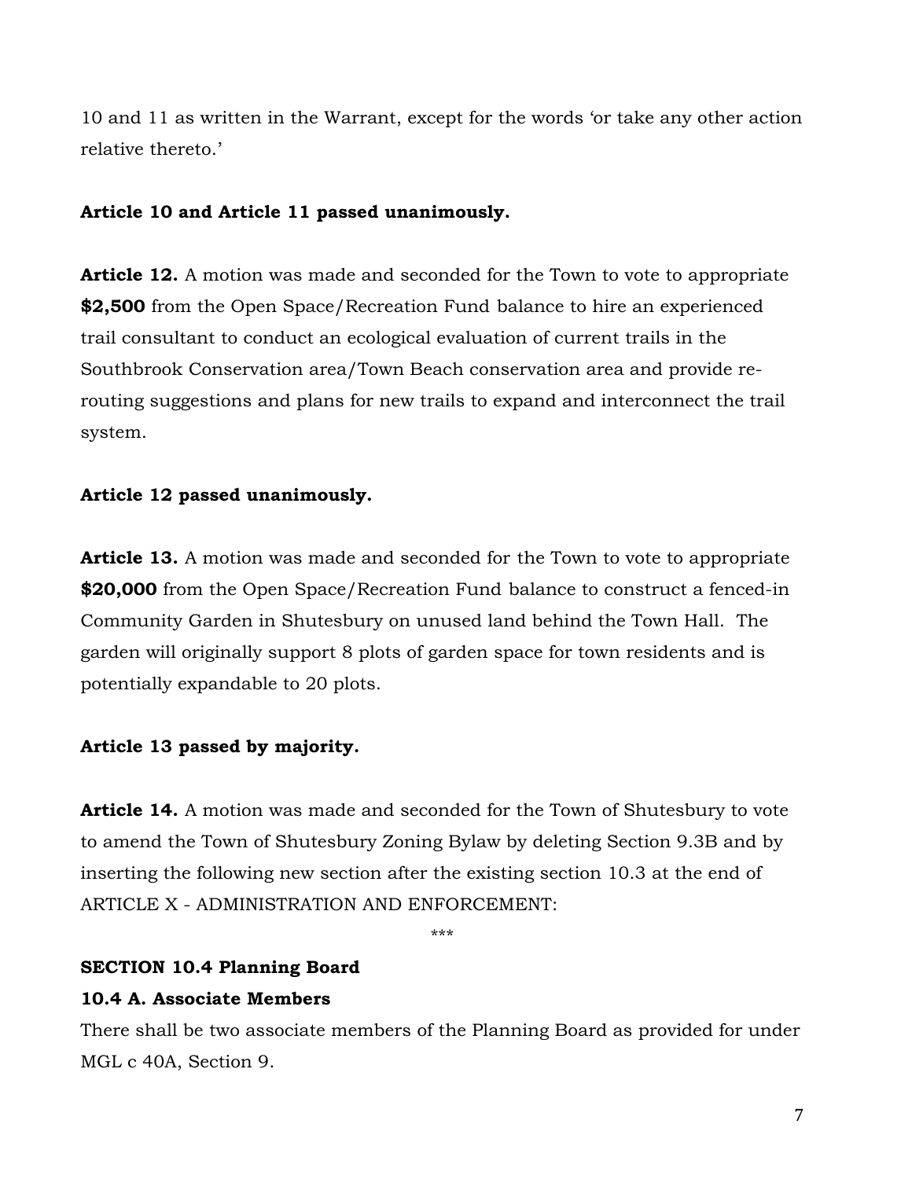10 and 11 as written in the Warrant, except for the words 'or take any other action relative thereto.'

**Article 10 and Article 11 passed unanimously.**

**Article 12.** A motion was made and seconded for the Town to vote to appropriate **$2,500** from the Open Space/Recreation Fund balance to hire an experienced trail consultant to conduct an ecological evaluation of current trails in the Southbrook Conservation area/Town Beach conservation area and provide re-routing suggestions and plans for new trails to expand and interconnect the trail system.

**Article 12 passed unanimously.**

**Article 13.** A motion was made and seconded for the Town to vote to appropriate **$20,000** from the Open Space/Recreation Fund balance to construct a fenced-in Community Garden in Shutesbury on unused land behind the Town Hall. The garden will originally support 8 plots of garden space for town residents and is potentially expandable to 20 plots.

**Article 13 passed by majority.**

**Article 14.** A motion was made and seconded for the Town of Shutesbury to vote to amend the Town of Shutesbury Zoning Bylaw by deleting Section 9.3B and by inserting the following new section after the existing section 10.3 at the end of ARTICLE X - ADMINISTRATION AND ENFORCEMENT:

***

**SECTION 10.4 Planning Board**

**10.4 A. Associate Members**

There shall be two associate members of the Planning Board as provided for under MGL c 40A, Section 9.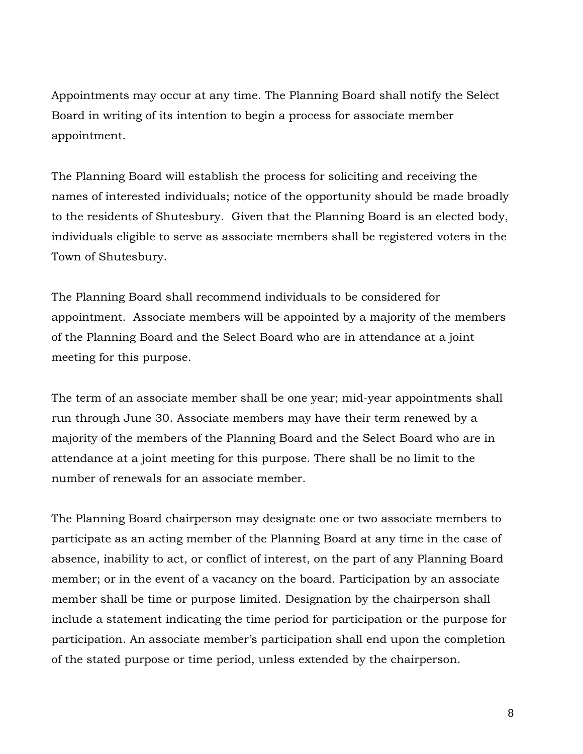Appointments may occur at any time. The Planning Board shall notify the Select Board in writing of its intention to begin a process for associate member appointment.

The Planning Board will establish the process for soliciting and receiving the names of interested individuals; notice of the opportunity should be made broadly to the residents of Shutesbury. Given that the Planning Board is an elected body, individuals eligible to serve as associate members shall be registered voters in the Town of Shutesbury.

The Planning Board shall recommend individuals to be considered for appointment. Associate members will be appointed by a majority of the members of the Planning Board and the Select Board who are in attendance at a joint meeting for this purpose.

The term of an associate member shall be one year; mid-year appointments shall run through June 30. Associate members may have their term renewed by a majority of the members of the Planning Board and the Select Board who are in attendance at a joint meeting for this purpose. There shall be no limit to the number of renewals for an associate member.

The Planning Board chairperson may designate one or two associate members to participate as an acting member of the Planning Board at any time in the case of absence, inability to act, or conflict of interest, on the part of any Planning Board member; or in the event of a vacancy on the board. Participation by an associate member shall be time or purpose limited. Designation by the chairperson shall include a statement indicating the time period for participation or the purpose for participation. An associate member's participation shall end upon the completion of the stated purpose or time period, unless extended by the chairperson.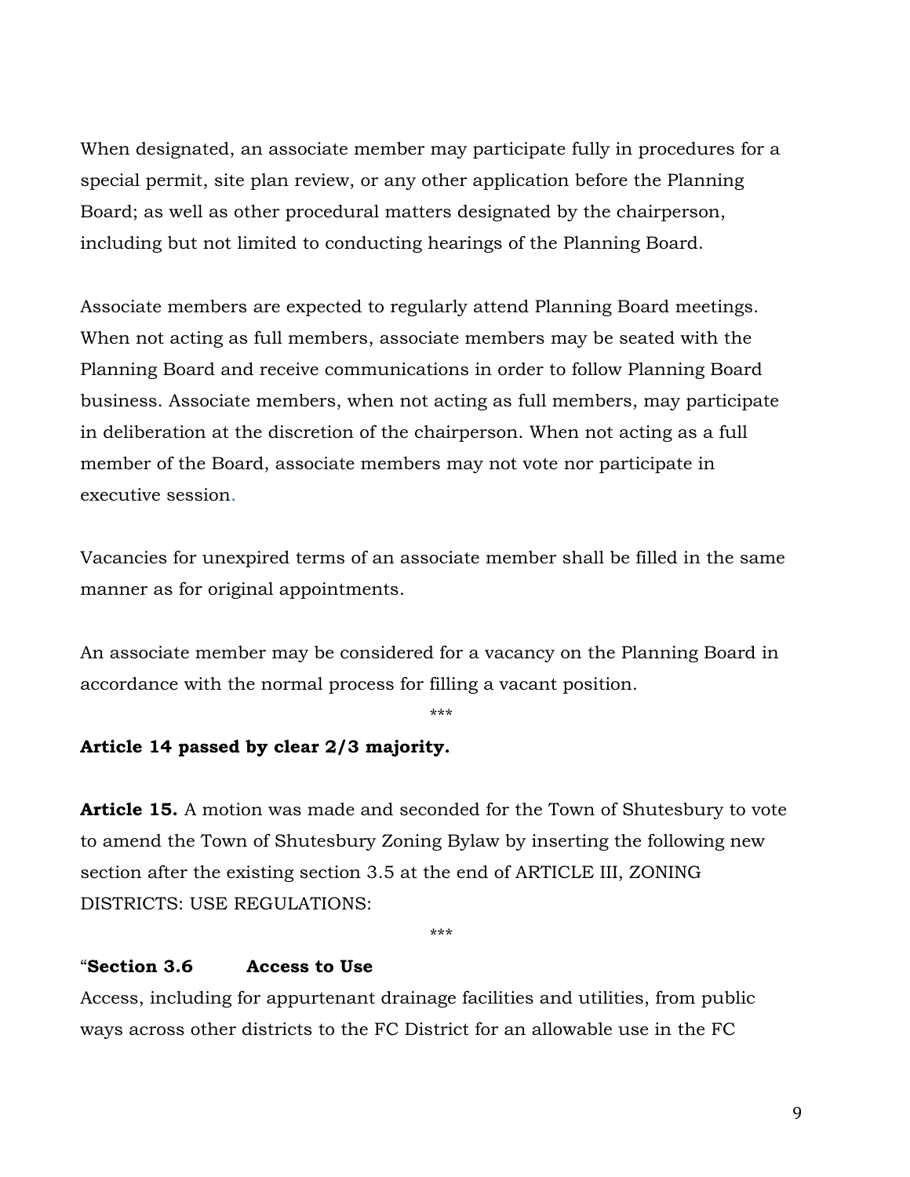When designated, an associate member may participate fully in procedures for a special permit, site plan review, or any other application before the Planning Board; as well as other procedural matters designated by the chairperson, including but not limited to conducting hearings of the Planning Board.

Associate members are expected to regularly attend Planning Board meetings. When not acting as full members, associate members may be seated with the Planning Board and receive communications in order to follow Planning Board business. Associate members, when not acting as full members, may participate in deliberation at the discretion of the chairperson. When not acting as a full member of the Board, associate members may not vote nor participate in executive session.

Vacancies for unexpired terms of an associate member shall be filled in the same manner as for original appointments.

An associate member may be considered for a vacancy on the Planning Board in accordance with the normal process for filling a vacant position.

***

**Article 14 passed by clear 2/3 majority.**

**Article 15.** A motion was made and seconded for the Town of Shutesbury to vote to amend the Town of Shutesbury Zoning Bylaw by inserting the following new section after the existing section 3.5 at the end of ARTICLE III, ZONING DISTRICTS: USE REGULATIONS:

***

"**Section 3.6 Access to Use**

Access, including for appurtenant drainage facilities and utilities, from public ways across other districts to the FC District for an allowable use in the FC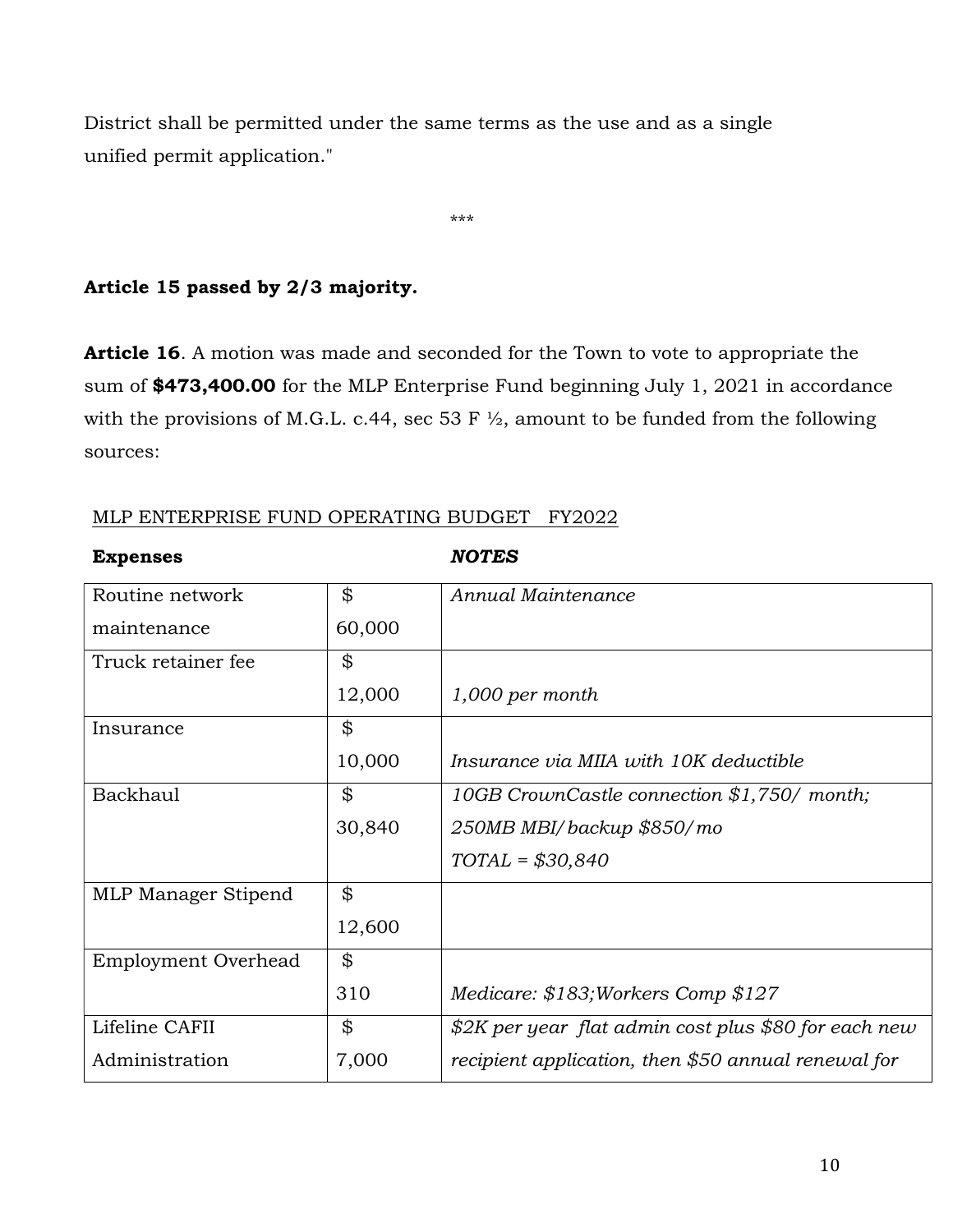District shall be permitted under the same terms as the use and as a single unified permit application."

\*\*\*

**Article 15 passed by 2/3 majority.**

**Article 16**. A motion was made and seconded for the Town to vote to appropriate the sum of **$473,400.00** for the MLP Enterprise Fund beginning July 1, 2021 in accordance with the provisions of M.G.L. c.44, sec 53 F ½, amount to be funded from the following sources:

MLP ENTERPRISE FUND OPERATING BUDGET FY2022

| **Expenses** | | ***NOTES*** |
|---|---|---|
| Routine network maintenance | $ 60,000 | *Annual Maintenance* |
| Truck retainer fee | $ 12,000 | *1,000 per month* |
| Insurance | $ 10,000 | *Insurance via MIIA with 10K deductible* |
| Backhaul | $ 30,840 | *10GB CrownCastle connection $1,750/ month; 250MB MBI/backup $850/mo TOTAL = $30,840* |
| MLP Manager Stipend | $ 12,600 | |
| Employment Overhead | $ 310 | *Medicare: $183;Workers Comp $127* |
| Lifeline CAFII Administration | $ 7,000 | *$2K per year flat admin cost plus $80 for each new recipient application, then $50 annual renewal for* |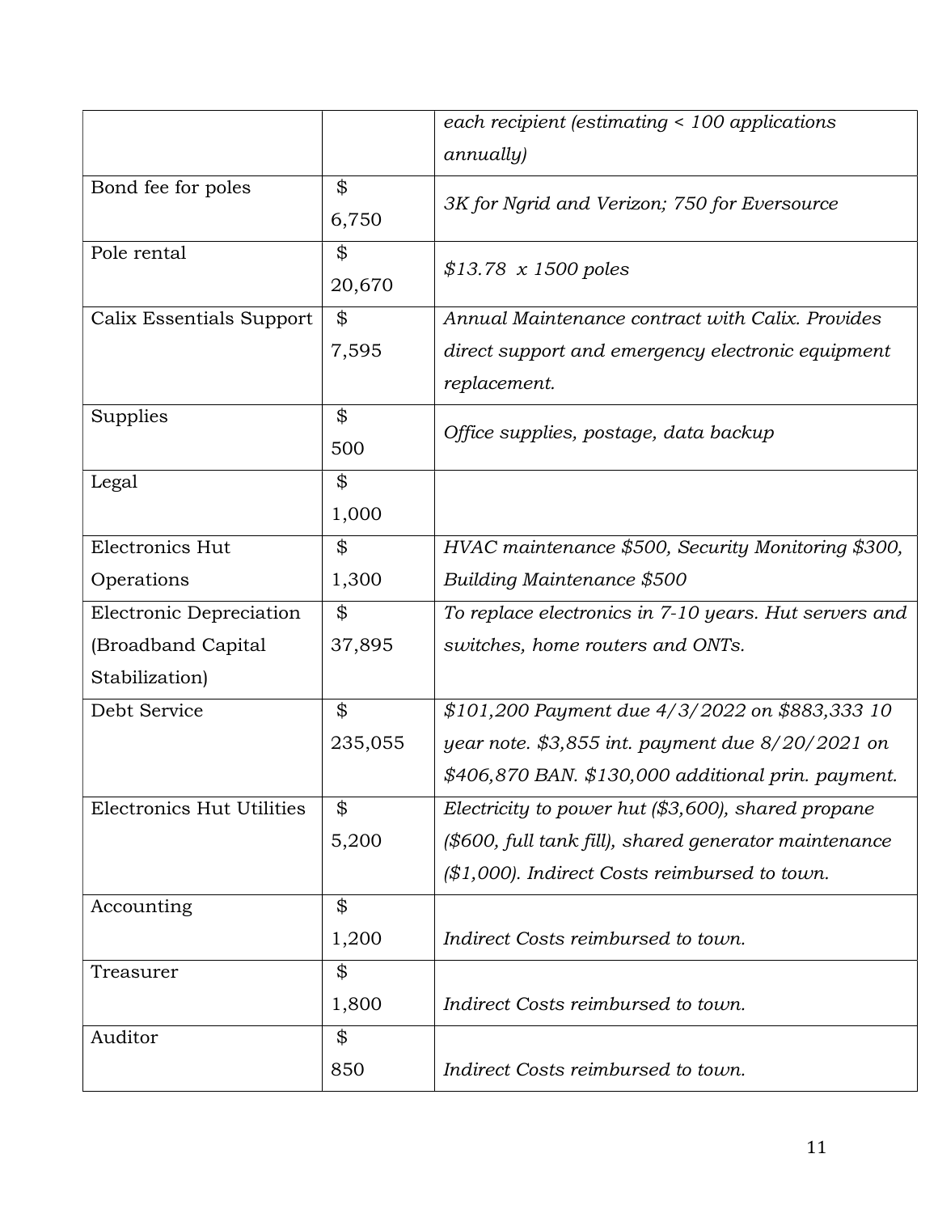|  |  |  |
|---|---|---|
|  |  | *each recipient (estimating < 100 applications annually)* |
| Bond fee for poles | $ 6,750 | *3K for Ngrid and Verizon; 750 for Eversource* |
| Pole rental | $ 20,670 | *$13.78 x 1500 poles* |
| Calix Essentials Support | $ 7,595 | *Annual Maintenance contract with Calix. Provides direct support and emergency electronic equipment replacement.* |
| Supplies | $ 500 | *Office supplies, postage, data backup* |
| Legal | $ 1,000 |  |
| Electronics Hut Operations | $ 1,300 | *HVAC maintenance $500, Security Monitoring $300, Building Maintenance $500* |
| Electronic Depreciation (Broadband Capital Stabilization) | $ 37,895 | *To replace electronics in 7-10 years. Hut servers and switches, home routers and ONTs.* |
| Debt Service | $ 235,055 | *$101,200 Payment due 4/3/2022 on $883,333 10 year note. $3,855 int. payment due 8/20/2021 on $406,870 BAN. $130,000 additional prin. payment.* |
| Electronics Hut Utilities | $ 5,200 | *Electricity to power hut ($3,600), shared propane ($600, full tank fill), shared generator maintenance ($1,000). Indirect Costs reimbursed to town.* |
| Accounting | $ 1,200 | *Indirect Costs reimbursed to town.* |
| Treasurer | $ 1,800 | *Indirect Costs reimbursed to town.* |
| Auditor | $ 850 | *Indirect Costs reimbursed to town.* |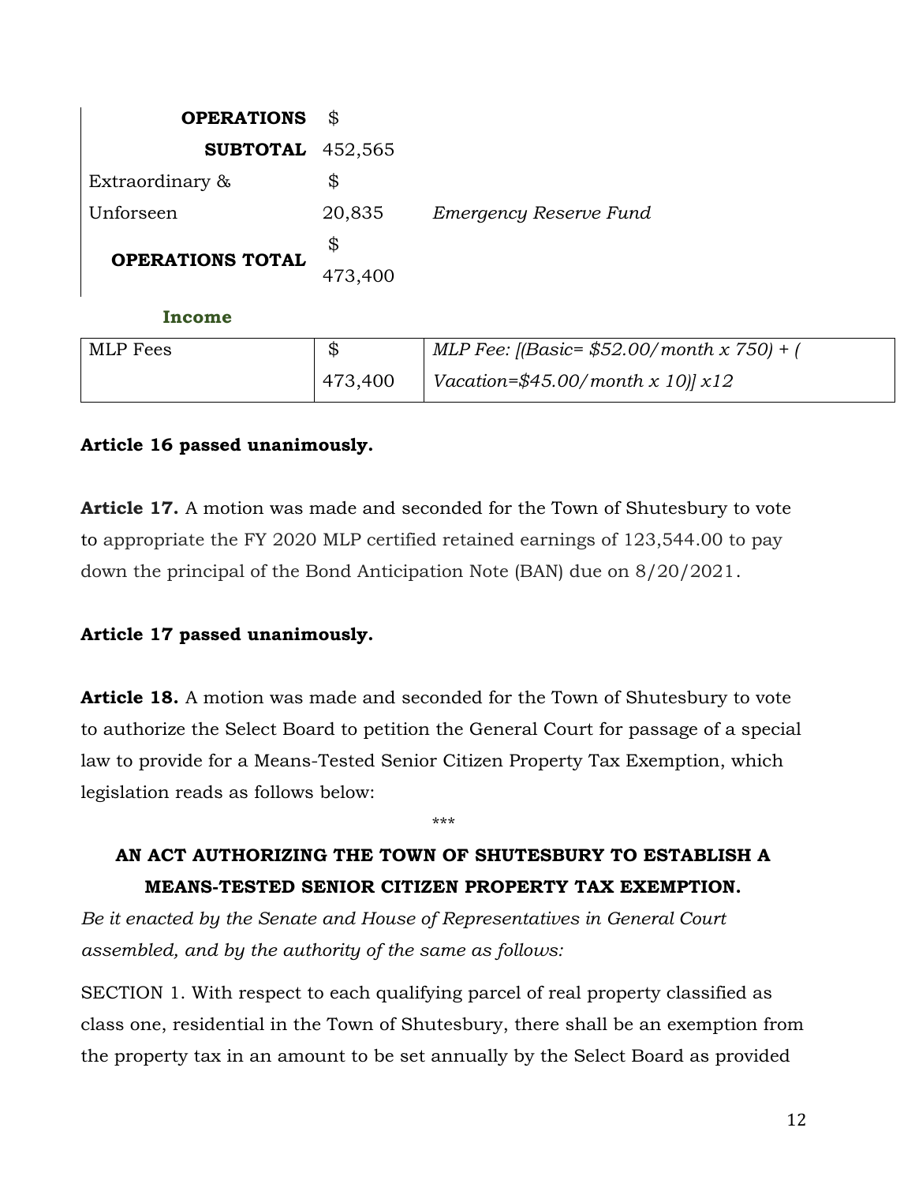| | | |
|---|---|---|
| **OPERATIONS SUBTOTAL** | $ 452,565 | |
| Extraordinary & Unforseen | $ 20,835 | *Emergency Reserve Fund* |
| **OPERATIONS TOTAL** | $ 473,400 | |

**Income**

| | | |
|---|---|---|
| MLP Fees | $ 473,400 | *MLP Fee: [(Basic= $52.00/month x 750) + ( Vacation=$45.00/month x 10)] x12* |

**Article 16 passed unanimously.**

**Article 17.** A motion was made and seconded for the Town of Shutesbury to vote to appropriate the FY 2020 MLP certified retained earnings of 123,544.00 to pay down the principal of the Bond Anticipation Note (BAN) due on 8/20/2021.

**Article 17 passed unanimously.**

**Article 18.** A motion was made and seconded for the Town of Shutesbury to vote to authorize the Select Board to petition the General Court for passage of a special law to provide for a Means-Tested Senior Citizen Property Tax Exemption, which legislation reads as follows below:

***

**AN ACT AUTHORIZING THE TOWN OF SHUTESBURY TO ESTABLISH A MEANS-TESTED SENIOR CITIZEN PROPERTY TAX EXEMPTION.**

*Be it enacted by the Senate and House of Representatives in General Court assembled, and by the authority of the same as follows:*

SECTION 1. With respect to each qualifying parcel of real property classified as class one, residential in the Town of Shutesbury, there shall be an exemption from the property tax in an amount to be set annually by the Select Board as provided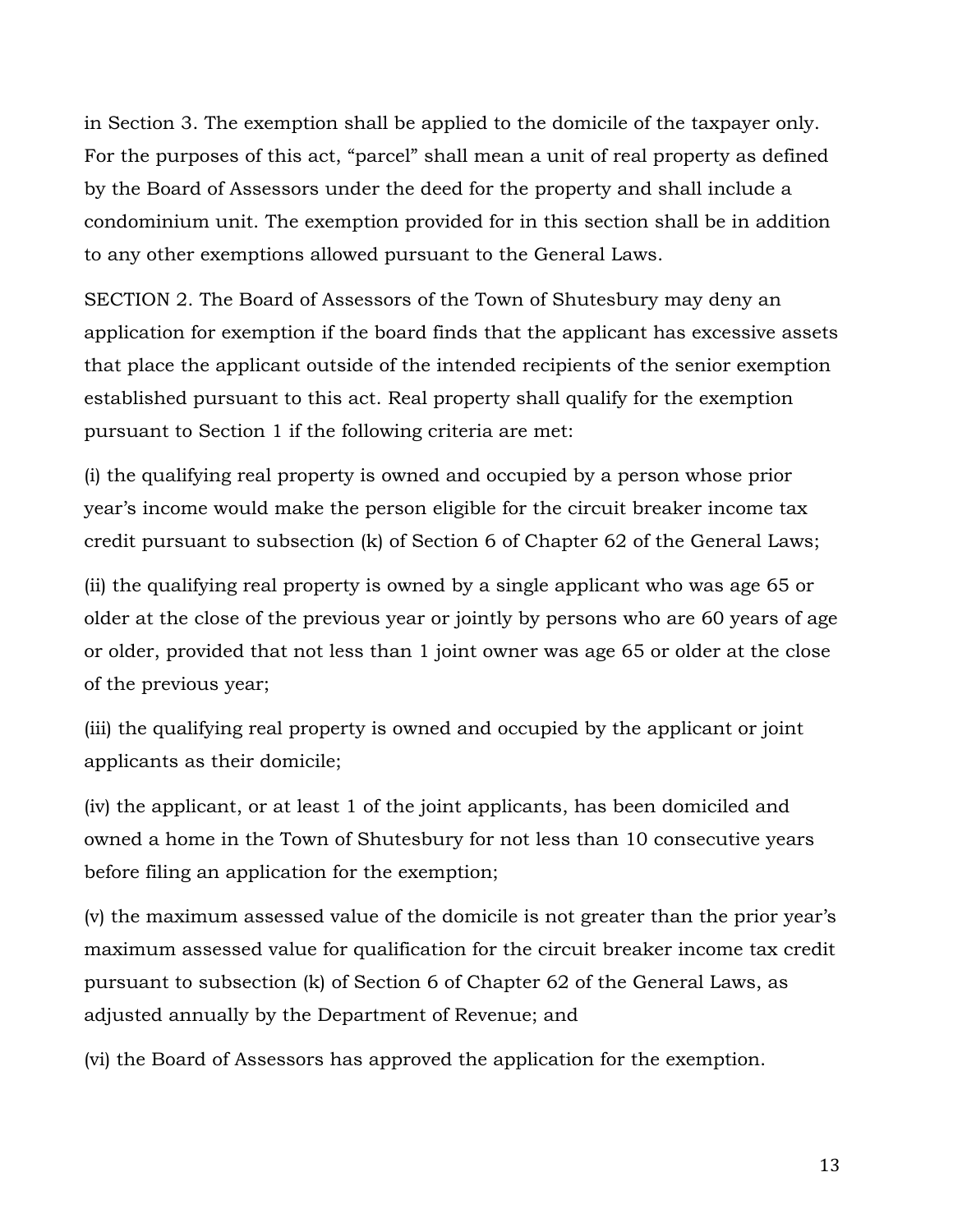in Section 3. The exemption shall be applied to the domicile of the taxpayer only. For the purposes of this act, “parcel” shall mean a unit of real property as defined by the Board of Assessors under the deed for the property and shall include a condominium unit. The exemption provided for in this section shall be in addition to any other exemptions allowed pursuant to the General Laws.

SECTION 2. The Board of Assessors of the Town of Shutesbury may deny an application for exemption if the board finds that the applicant has excessive assets that place the applicant outside of the intended recipients of the senior exemption established pursuant to this act. Real property shall qualify for the exemption pursuant to Section 1 if the following criteria are met:

(i) the qualifying real property is owned and occupied by a person whose prior year’s income would make the person eligible for the circuit breaker income tax credit pursuant to subsection (k) of Section 6 of Chapter 62 of the General Laws;

(ii) the qualifying real property is owned by a single applicant who was age 65 or older at the close of the previous year or jointly by persons who are 60 years of age or older, provided that not less than 1 joint owner was age 65 or older at the close of the previous year;

(iii) the qualifying real property is owned and occupied by the applicant or joint applicants as their domicile;

(iv) the applicant, or at least 1 of the joint applicants, has been domiciled and owned a home in the Town of Shutesbury for not less than 10 consecutive years before filing an application for the exemption;

(v) the maximum assessed value of the domicile is not greater than the prior year’s maximum assessed value for qualification for the circuit breaker income tax credit pursuant to subsection (k) of Section 6 of Chapter 62 of the General Laws, as adjusted annually by the Department of Revenue; and

(vi) the Board of Assessors has approved the application for the exemption.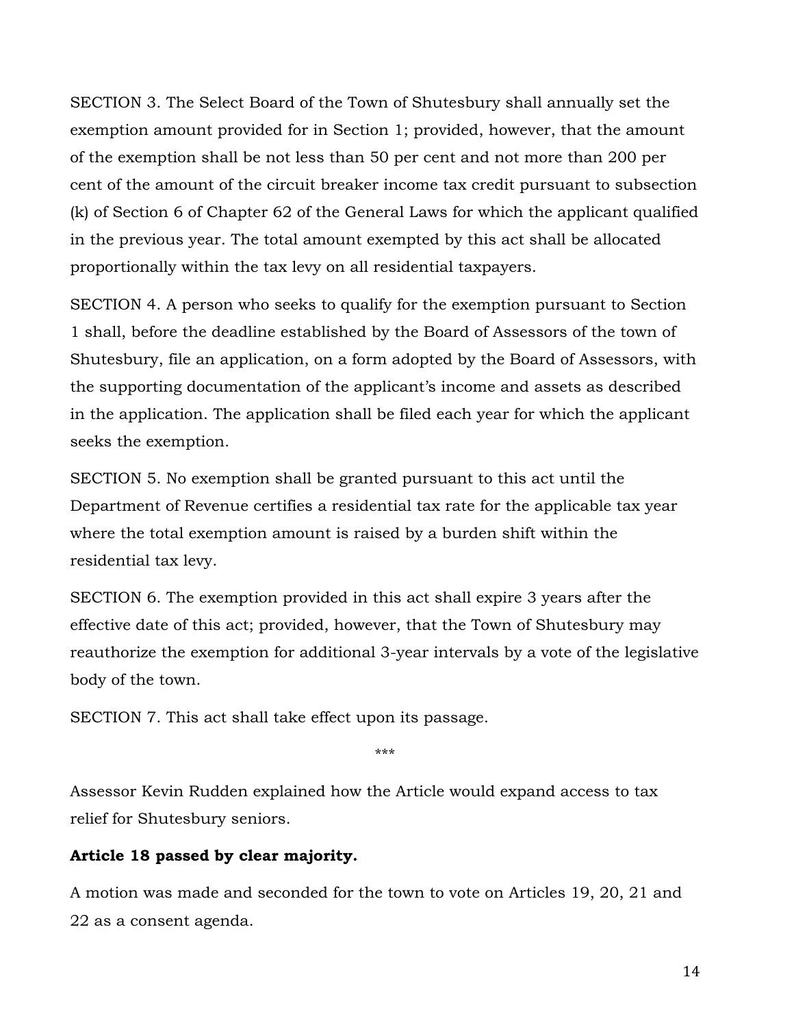SECTION 3. The Select Board of the Town of Shutesbury shall annually set the exemption amount provided for in Section 1; provided, however, that the amount of the exemption shall be not less than 50 per cent and not more than 200 per cent of the amount of the circuit breaker income tax credit pursuant to subsection (k) of Section 6 of Chapter 62 of the General Laws for which the applicant qualified in the previous year. The total amount exempted by this act shall be allocated proportionally within the tax levy on all residential taxpayers.

SECTION 4. A person who seeks to qualify for the exemption pursuant to Section 1 shall, before the deadline established by the Board of Assessors of the town of Shutesbury, file an application, on a form adopted by the Board of Assessors, with the supporting documentation of the applicant's income and assets as described in the application. The application shall be filed each year for which the applicant seeks the exemption.

SECTION 5. No exemption shall be granted pursuant to this act until the Department of Revenue certifies a residential tax rate for the applicable tax year where the total exemption amount is raised by a burden shift within the residential tax levy.

SECTION 6. The exemption provided in this act shall expire 3 years after the effective date of this act; provided, however, that the Town of Shutesbury may reauthorize the exemption for additional 3-year intervals by a vote of the legislative body of the town.

SECTION 7. This act shall take effect upon its passage.

***

Assessor Kevin Rudden explained how the Article would expand access to tax relief for Shutesbury seniors.

**Article 18 passed by clear majority.**

A motion was made and seconded for the town to vote on Articles 19, 20, 21 and 22 as a consent agenda.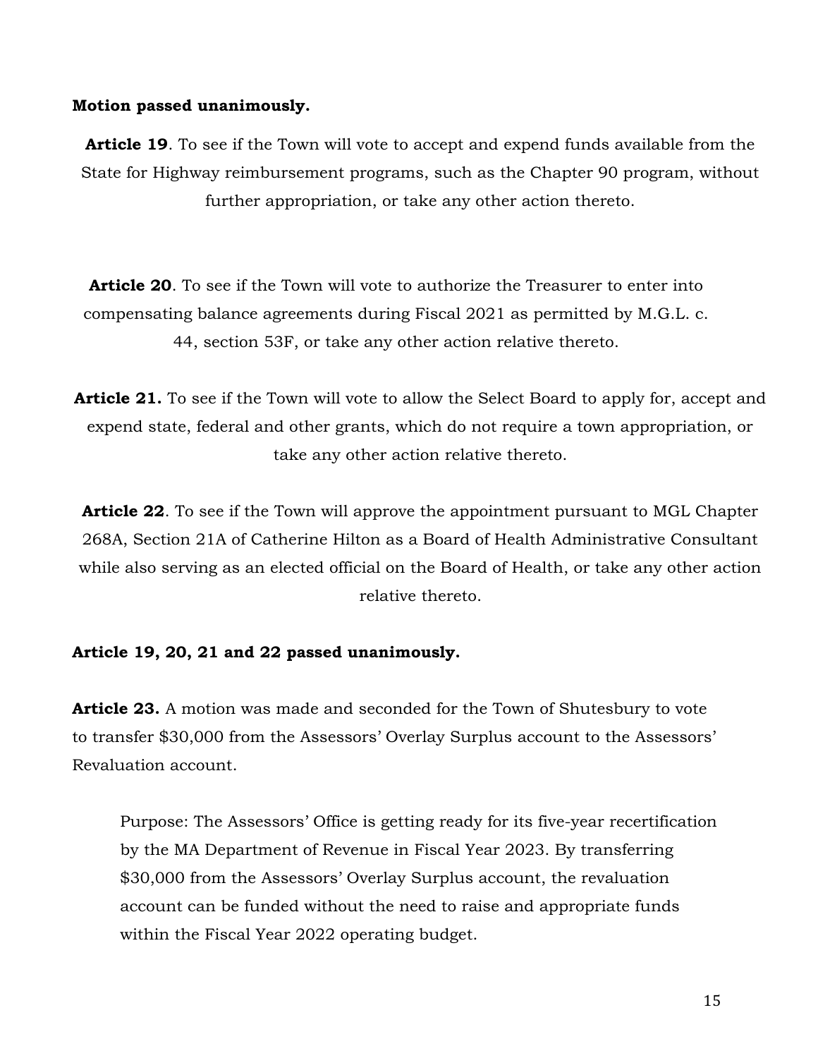**Motion passed unanimously.**

**Article 19**. To see if the Town will vote to accept and expend funds available from the State for Highway reimbursement programs, such as the Chapter 90 program, without further appropriation, or take any other action thereto.

**Article 20**. To see if the Town will vote to authorize the Treasurer to enter into compensating balance agreements during Fiscal 2021 as permitted by M.G.L. c. 44, section 53F, or take any other action relative thereto.

**Article 21.** To see if the Town will vote to allow the Select Board to apply for, accept and expend state, federal and other grants, which do not require a town appropriation, or take any other action relative thereto.

**Article 22**. To see if the Town will approve the appointment pursuant to MGL Chapter 268A, Section 21A of Catherine Hilton as a Board of Health Administrative Consultant while also serving as an elected official on the Board of Health, or take any other action relative thereto.

**Article 19, 20, 21 and 22 passed unanimously.**

**Article 23.** A motion was made and seconded for the Town of Shutesbury to vote to transfer $30,000 from the Assessors' Overlay Surplus account to the Assessors' Revaluation account.

> Purpose: The Assessors' Office is getting ready for its five-year recertification by the MA Department of Revenue in Fiscal Year 2023. By transferring $30,000 from the Assessors' Overlay Surplus account, the revaluation account can be funded without the need to raise and appropriate funds within the Fiscal Year 2022 operating budget.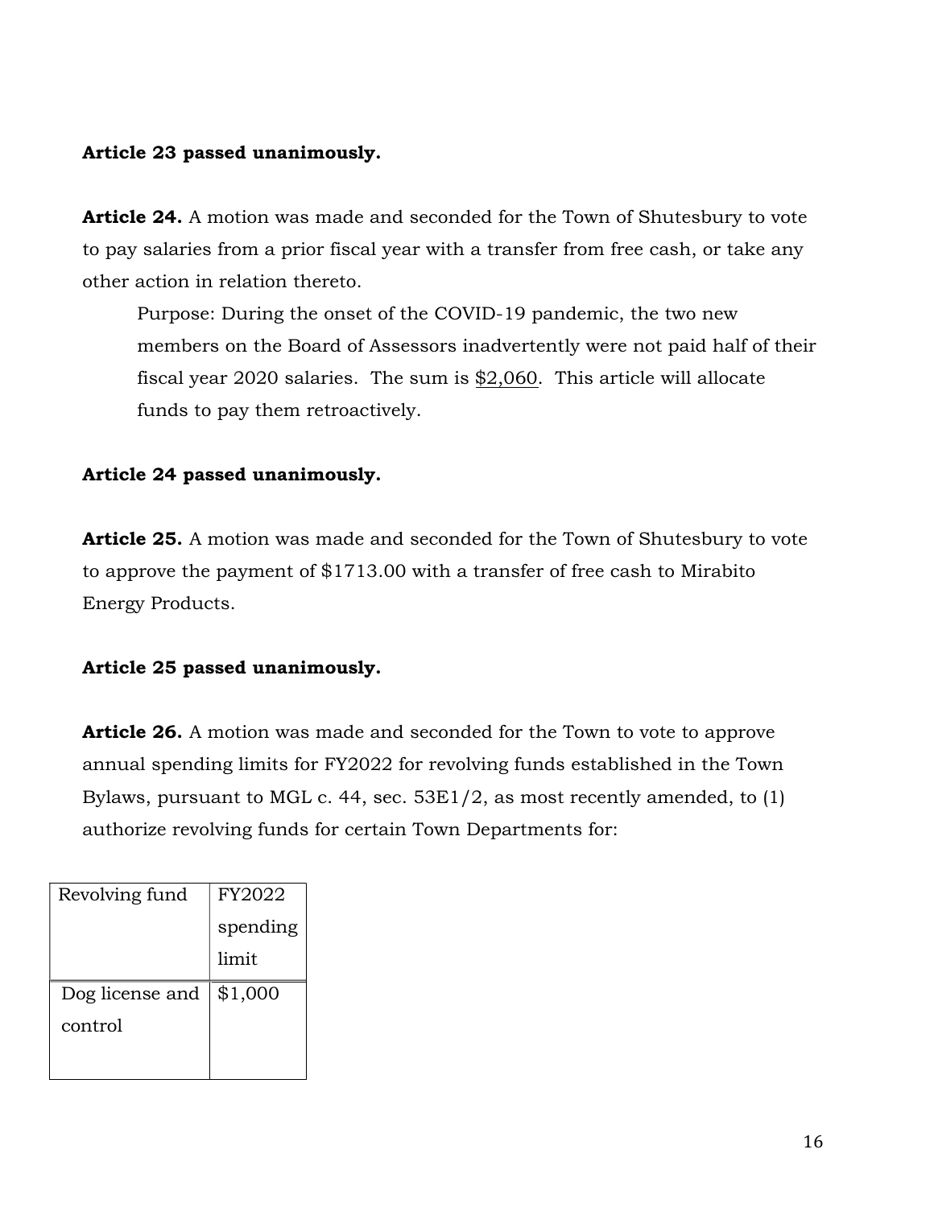**Article 23 passed unanimously.**

**Article 24.** A motion was made and seconded for the Town of Shutesbury to vote to pay salaries from a prior fiscal year with a transfer from free cash, or take any other action in relation thereto.

> Purpose: During the onset of the COVID-19 pandemic, the two new members on the Board of Assessors inadvertently were not paid half of their fiscal year 2020 salaries. The sum is $2,060. This article will allocate funds to pay them retroactively.

**Article 24 passed unanimously.**

**Article 25.** A motion was made and seconded for the Town of Shutesbury to vote to approve the payment of $1713.00 with a transfer of free cash to Mirabito Energy Products.

**Article 25 passed unanimously.**

**Article 26.** A motion was made and seconded for the Town to vote to approve annual spending limits for FY2022 for revolving funds established in the Town Bylaws, pursuant to MGL c. 44, sec. 53E1/2, as most recently amended, to (1) authorize revolving funds for certain Town Departments for:

| Revolving fund | FY2022 spending limit |
|---|---|
| Dog license and control | $1,000 |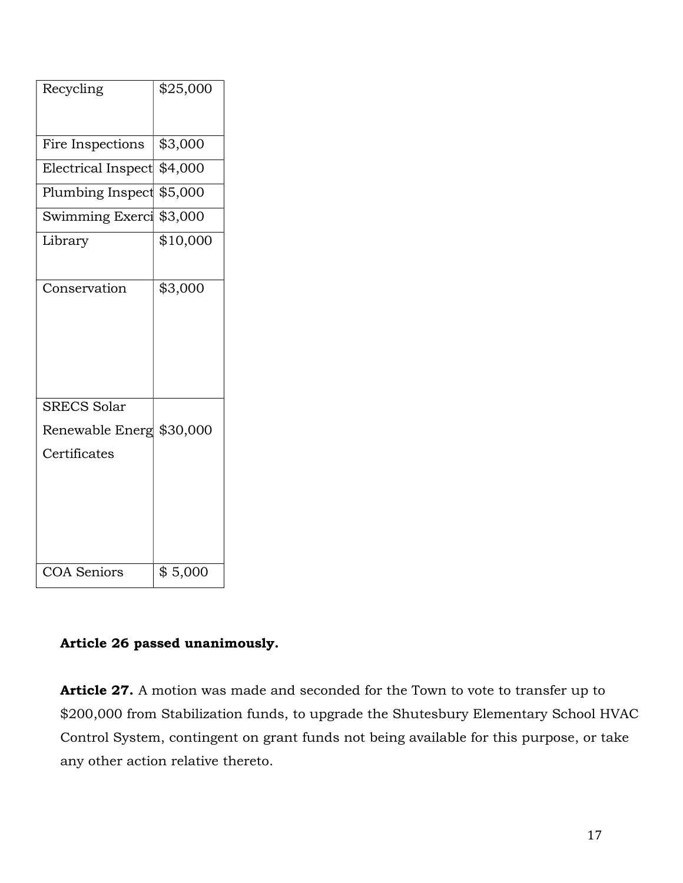| | |
|---|---|
| Recycling | $25,000 |
| Fire Inspections | $3,000 |
| Electrical Inspect | $4,000 |
| Plumbing Inspect | $5,000 |
| Swimming Exerci | $3,000 |
| Library | $10,000 |
| Conservation | $3,000 |
| SRECS Solar Renewable Energ Certificates | $30,000 |
| COA Seniors | $ 5,000 |

**Article 26 passed unanimously.**

**Article 27.** A motion was made and seconded for the Town to vote to transfer up to $200,000 from Stabilization funds, to upgrade the Shutesbury Elementary School HVAC Control System, contingent on grant funds not being available for this purpose, or take any other action relative thereto.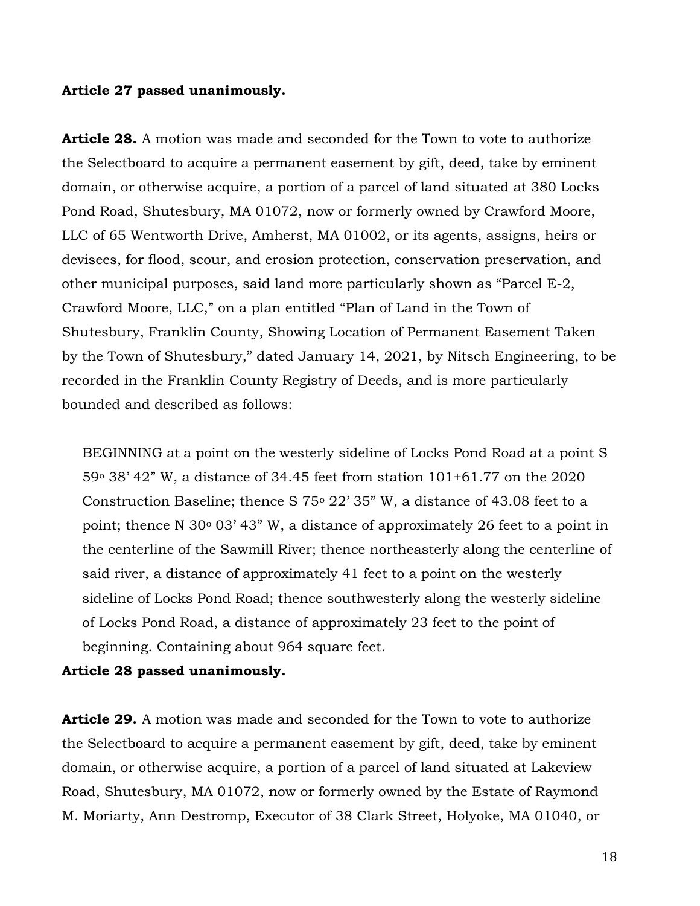**Article 27 passed unanimously.**

**Article 28.** A motion was made and seconded for the Town to vote to authorize the Selectboard to acquire a permanent easement by gift, deed, take by eminent domain, or otherwise acquire, a portion of a parcel of land situated at 380 Locks Pond Road, Shutesbury, MA 01072, now or formerly owned by Crawford Moore, LLC of 65 Wentworth Drive, Amherst, MA 01002, or its agents, assigns, heirs or devisees, for flood, scour, and erosion protection, conservation preservation, and other municipal purposes, said land more particularly shown as "Parcel E-2, Crawford Moore, LLC," on a plan entitled "Plan of Land in the Town of Shutesbury, Franklin County, Showing Location of Permanent Easement Taken by the Town of Shutesbury," dated January 14, 2021, by Nitsch Engineering, to be recorded in the Franklin County Registry of Deeds, and is more particularly bounded and described as follows:

> BEGINNING at a point on the westerly sideline of Locks Pond Road at a point S 59° 38' 42" W, a distance of 34.45 feet from station 101+61.77 on the 2020 Construction Baseline; thence S 75° 22' 35" W, a distance of 43.08 feet to a point; thence N 30° 03' 43" W, a distance of approximately 26 feet to a point in the centerline of the Sawmill River; thence northeasterly along the centerline of said river, a distance of approximately 41 feet to a point on the westerly sideline of Locks Pond Road; thence southwesterly along the westerly sideline of Locks Pond Road, a distance of approximately 23 feet to the point of beginning. Containing about 964 square feet.

**Article 28 passed unanimously.**

**Article 29.** A motion was made and seconded for the Town to vote to authorize the Selectboard to acquire a permanent easement by gift, deed, take by eminent domain, or otherwise acquire, a portion of a parcel of land situated at Lakeview Road, Shutesbury, MA 01072, now or formerly owned by the Estate of Raymond M. Moriarty, Ann Destromp, Executor of 38 Clark Street, Holyoke, MA 01040, or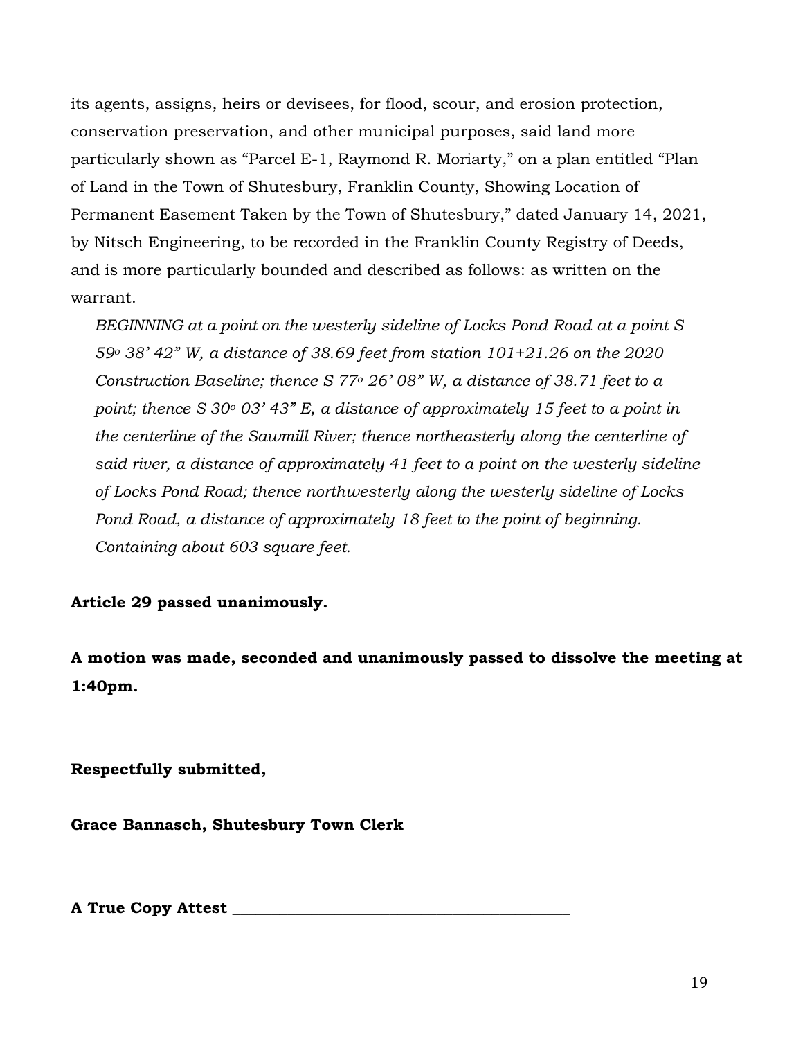its agents, assigns, heirs or devisees, for flood, scour, and erosion protection, conservation preservation, and other municipal purposes, said land more particularly shown as "Parcel E-1, Raymond R. Moriarty," on a plan entitled "Plan of Land in the Town of Shutesbury, Franklin County, Showing Location of Permanent Easement Taken by the Town of Shutesbury," dated January 14, 2021, by Nitsch Engineering, to be recorded in the Franklin County Registry of Deeds, and is more particularly bounded and described as follows: as written on the warrant.

*BEGINNING at a point on the westerly sideline of Locks Pond Road at a point S 59° 38' 42" W, a distance of 38.69 feet from station 101+21.26 on the 2020 Construction Baseline; thence S 77° 26' 08" W, a distance of 38.71 feet to a point; thence S 30° 03' 43" E, a distance of approximately 15 feet to a point in the centerline of the Sawmill River; thence northeasterly along the centerline of said river, a distance of approximately 41 feet to a point on the westerly sideline of Locks Pond Road; thence northwesterly along the westerly sideline of Locks Pond Road, a distance of approximately 18 feet to the point of beginning. Containing about 603 square feet.*

**Article 29 passed unanimously.**

**A motion was made, seconded and unanimously passed to dissolve the meeting at 1:40pm.**

**Respectfully submitted,**

**Grace Bannasch, Shutesbury Town Clerk**

**A True Copy Attest** ____________________________________________